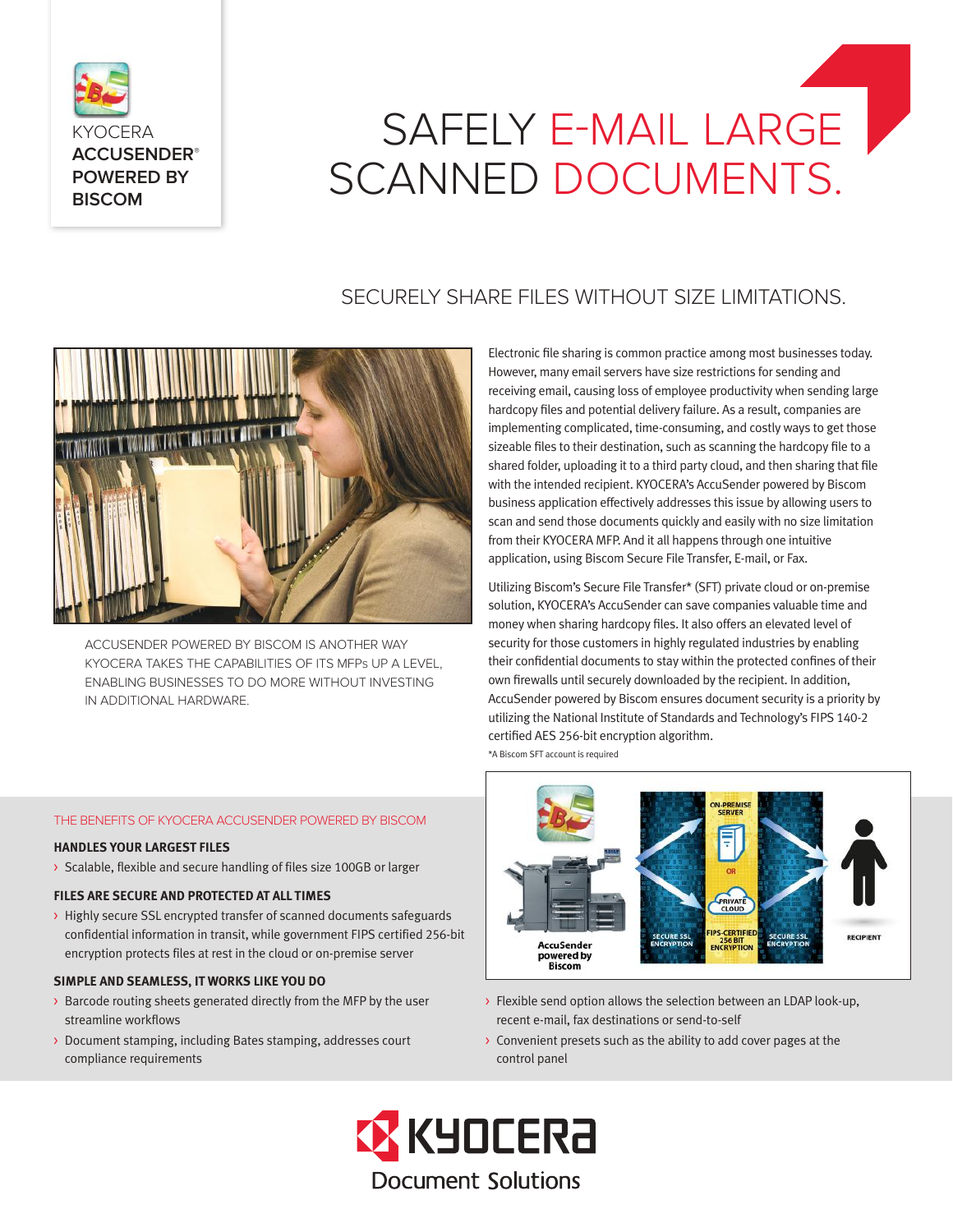KYOCERA
**ACCUSENDER® POWERED BY BISCOM**

# SAFELY E-MAIL LARGE SCANNED DOCUMENTS.

## SECURELY SHARE FILES WITHOUT SIZE LIMITATIONS.

ACCUSENDER POWERED BY BISCOM IS ANOTHER WAY KYOCERA TAKES THE CAPABILITIES OF ITS MFPs UP A LEVEL, ENABLING BUSINESSES TO DO MORE WITHOUT INVESTING IN ADDITIONAL HARDWARE.

Electronic file sharing is common practice among most businesses today. However, many email servers have size restrictions for sending and receiving email, causing loss of employee productivity when sending large hardcopy files and potential delivery failure. As a result, companies are implementing complicated, time-consuming, and costly ways to get those sizeable files to their destination, such as scanning the hardcopy file to a shared folder, uploading it to a third party cloud, and then sharing that file with the intended recipient. KYOCERA's AccuSender powered by Biscom business application effectively addresses this issue by allowing users to scan and send those documents quickly and easily with no size limitation from their KYOCERA MFP. And it all happens through one intuitive application, using Biscom Secure File Transfer, E-mail, or Fax.

Utilizing Biscom's Secure File Transfer* (SFT) private cloud or on-premise solution, KYOCERA's AccuSender can save companies valuable time and money when sharing hardcopy files. It also offers an elevated level of security for those customers in highly regulated industries by enabling their confidential documents to stay within the protected confines of their own firewalls until securely downloaded by the recipient. In addition, AccuSender powered by Biscom ensures document security is a priority by utilizing the National Institute of Standards and Technology's FIPS 140-2 certified AES 256-bit encryption algorithm.

*A Biscom SFT account is required

AccuSender powered by Biscom — SECURE SSL ENCRYPTION — ON-PREMISE SERVER OR PRIVATE CLOUD — FIPS-CERTIFIED 256 BIT ENCRYPTION — SECURE SSL ENCRYPTION — RECIPIENT

### THE BENEFITS OF KYOCERA ACCUSENDER POWERED BY BISCOM

**HANDLES YOUR LARGEST FILES**

- Scalable, flexible and secure handling of files size 100GB or larger

**FILES ARE SECURE AND PROTECTED AT ALL TIMES**

- Highly secure SSL encrypted transfer of scanned documents safeguards confidential information in transit, while government FIPS certified 256-bit encryption protects files at rest in the cloud or on-premise server

**SIMPLE AND SEAMLESS, IT WORKS LIKE YOU DO**

- Barcode routing sheets generated directly from the MFP by the user streamline workflows
- Document stamping, including Bates stamping, addresses court compliance requirements
- Flexible send option allows the selection between an LDAP look-up, recent e-mail, fax destinations or send-to-self
- Convenient presets such as the ability to add cover pages at the control panel

KYOCERA Document Solutions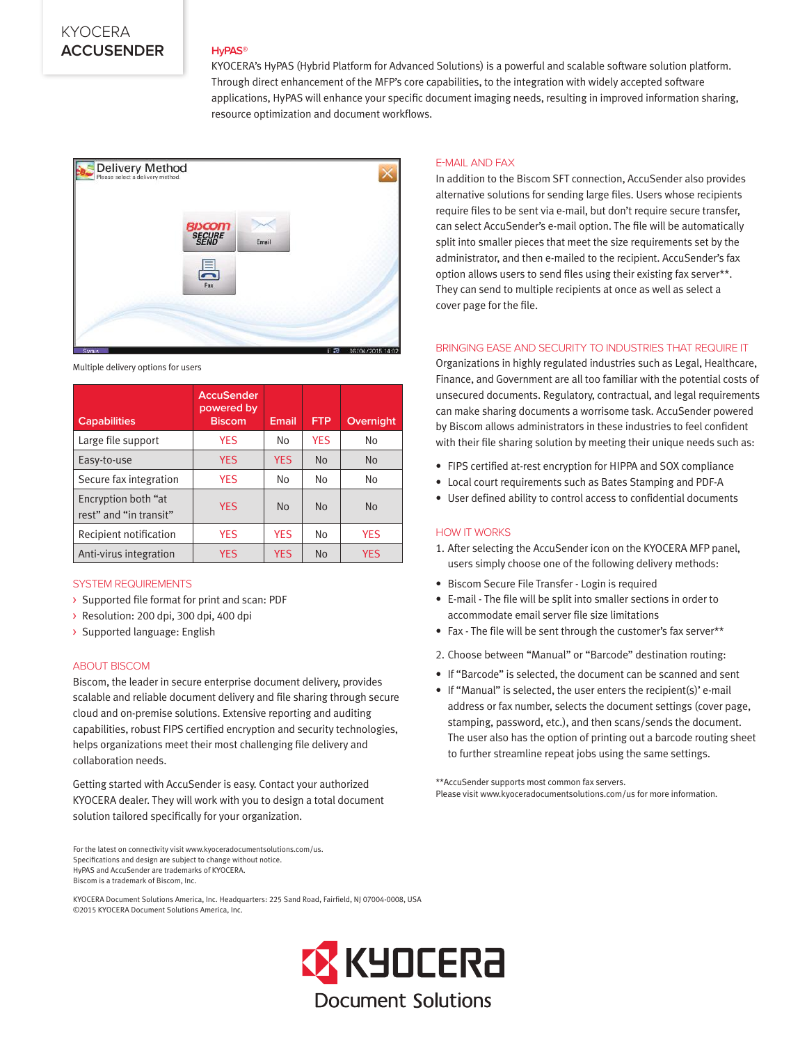# KYOCERA ACCUSENDER

## HyPAS®

KYOCERA's HyPAS (Hybrid Platform for Advanced Solutions) is a powerful and scalable software solution platform. Through direct enhancement of the MFP's core capabilities, to the integration with widely accepted software applications, HyPAS will enhance your specific document imaging needs, resulting in improved information sharing, resource optimization and document workflows.

Multiple delivery options for users

| Capabilities | AccuSender powered by Biscom | Email | FTP | Overnight |
|---|---|---|---|---|
| Large file support | YES | No | YES | No |
| Easy-to-use | YES | YES | No | No |
| Secure fax integration | YES | No | No | No |
| Encryption both "at rest" and "in transit" | YES | No | No | No |
| Recipient notification | YES | YES | No | YES |
| Anti-virus integration | YES | YES | No | YES |

## SYSTEM REQUIREMENTS

› Supported file format for print and scan: PDF
› Resolution: 200 dpi, 300 dpi, 400 dpi
› Supported language: English

## ABOUT BISCOM

Biscom, the leader in secure enterprise document delivery, provides scalable and reliable document delivery and file sharing through secure cloud and on-premise solutions. Extensive reporting and auditing capabilities, robust FIPS certified encryption and security technologies, helps organizations meet their most challenging file delivery and collaboration needs.

Getting started with AccuSender is easy. Contact your authorized KYOCERA dealer. They will work with you to design a total document solution tailored specifically for your organization.

## E-MAIL AND FAX

In addition to the Biscom SFT connection, AccuSender also provides alternative solutions for sending large files. Users whose recipients require files to be sent via e-mail, but don't require secure transfer, can select AccuSender's e-mail option. The file will be automatically split into smaller pieces that meet the size requirements set by the administrator, and then e-mailed to the recipient. AccuSender's fax option allows users to send files using their existing fax server**. They can send to multiple recipients at once as well as select a cover page for the file.

## BRINGING EASE AND SECURITY TO INDUSTRIES THAT REQUIRE IT

Organizations in highly regulated industries such as Legal, Healthcare, Finance, and Government are all too familiar with the potential costs of unsecured documents. Regulatory, contractual, and legal requirements can make sharing documents a worrisome task. AccuSender powered by Biscom allows administrators in these industries to feel confident with their file sharing solution by meeting their unique needs such as:

- FIPS certified at-rest encryption for HIPPA and SOX compliance
- Local court requirements such as Bates Stamping and PDF-A
- User defined ability to control access to confidential documents

## HOW IT WORKS

1. After selecting the AccuSender icon on the KYOCERA MFP panel, users simply choose one of the following delivery methods:

- Biscom Secure File Transfer - Login is required
- E-mail - The file will be split into smaller sections in order to accommodate email server file size limitations
- Fax - The file will be sent through the customer's fax server**

2. Choose between "Manual" or "Barcode" destination routing:

- If "Barcode" is selected, the document can be scanned and sent
- If "Manual" is selected, the user enters the recipient(s)' e-mail address or fax number, selects the document settings (cover page, stamping, password, etc.), and then scans/sends the document. The user also has the option of printing out a barcode routing sheet to further streamline repeat jobs using the same settings.

**AccuSender supports most common fax servers.
Please visit www.kyoceradocumentsolutions.com/us for more information.

For the latest on connectivity visit www.kyoceradocumentsolutions.com/us.
Specifications and design are subject to change without notice.
HyPAS and AccuSender are trademarks of KYOCERA.
Biscom is a trademark of Biscom, Inc.

KYOCERA Document Solutions America, Inc. Headquarters: 225 Sand Road, Fairfield, NJ 07004-0008, USA
©2015 KYOCERA Document Solutions America, Inc.

KYOCERA Document Solutions